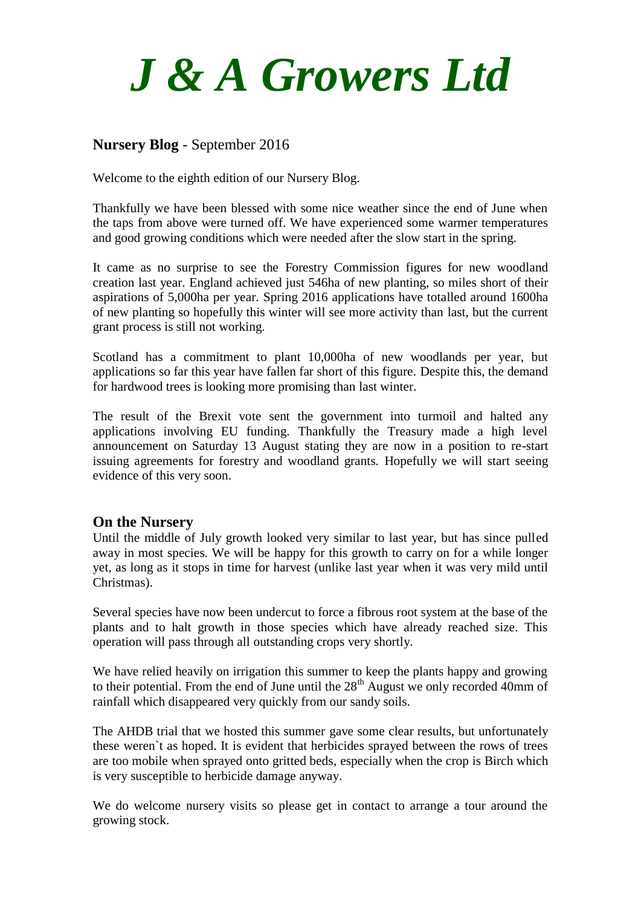# *J & A Growers Ltd*

**Nursery Blog** - September 2016

Welcome to the eighth edition of our Nursery Blog.

Thankfully we have been blessed with some nice weather since the end of June when the taps from above were turned off. We have experienced some warmer temperatures and good growing conditions which were needed after the slow start in the spring.

It came as no surprise to see the Forestry Commission figures for new woodland creation last year. England achieved just 546ha of new planting, so miles short of their aspirations of 5,000ha per year. Spring 2016 applications have totalled around 1600ha of new planting so hopefully this winter will see more activity than last, but the current grant process is still not working.

Scotland has a commitment to plant 10,000ha of new woodlands per year, but applications so far this year have fallen far short of this figure. Despite this, the demand for hardwood trees is looking more promising than last winter.

The result of the Brexit vote sent the government into turmoil and halted any applications involving EU funding. Thankfully the Treasury made a high level announcement on Saturday 13 August stating they are now in a position to re-start issuing agreements for forestry and woodland grants. Hopefully we will start seeing evidence of this very soon.

## On the Nursery

Until the middle of July growth looked very similar to last year, but has since pulled away in most species. We will be happy for this growth to carry on for a while longer yet, as long as it stops in time for harvest (unlike last year when it was very mild until Christmas).

Several species have now been undercut to force a fibrous root system at the base of the plants and to halt growth in those species which have already reached size. This operation will pass through all outstanding crops very shortly.

We have relied heavily on irrigation this summer to keep the plants happy and growing to their potential. From the end of June until the 28th August we only recorded 40mm of rainfall which disappeared very quickly from our sandy soils.

The AHDB trial that we hosted this summer gave some clear results, but unfortunately these weren`t as hoped. It is evident that herbicides sprayed between the rows of trees are too mobile when sprayed onto gritted beds, especially when the crop is Birch which is very susceptible to herbicide damage anyway.

We do welcome nursery visits so please get in contact to arrange a tour around the growing stock.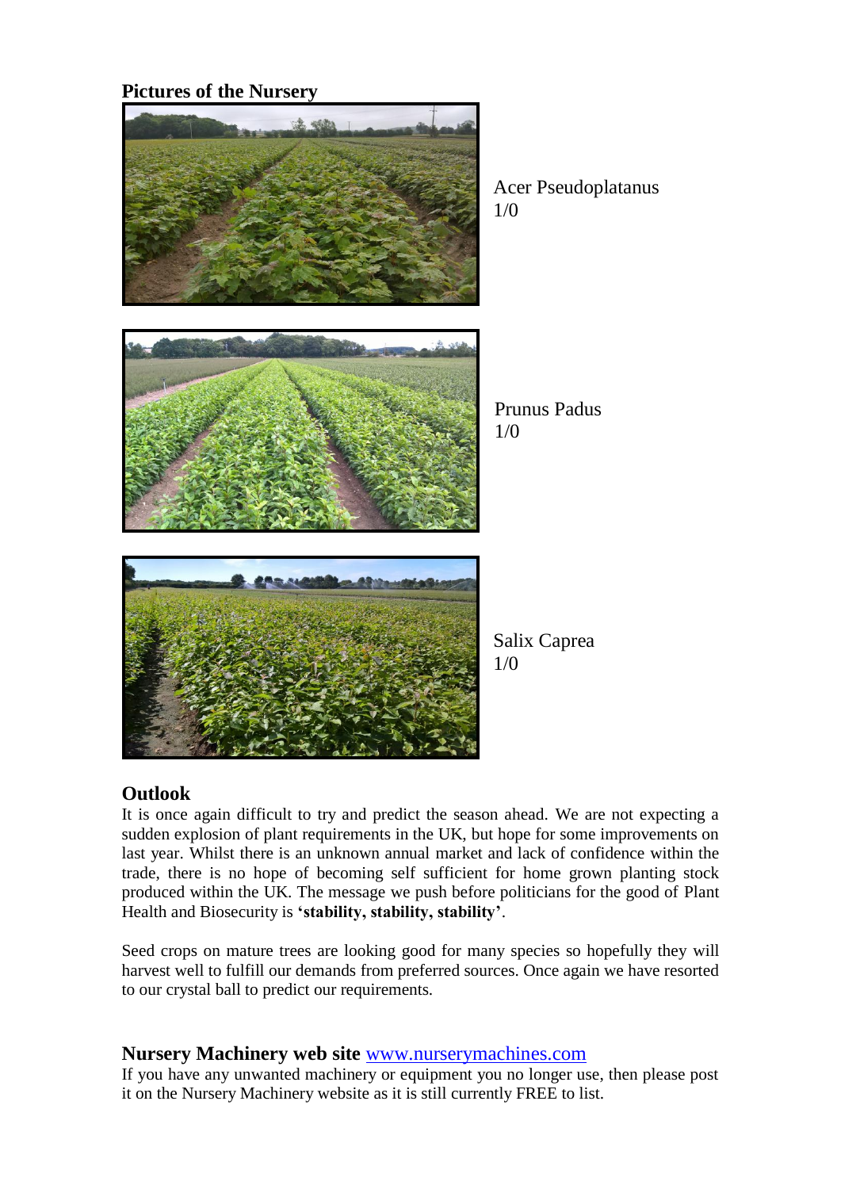## Pictures of the Nursery

Acer Pseudoplatanus
1/0

Prunus Padus
1/0

Salix Caprea
1/0

## Outlook

It is once again difficult to try and predict the season ahead. We are not expecting a sudden explosion of plant requirements in the UK, but hope for some improvements on last year. Whilst there is an unknown annual market and lack of confidence within the trade, there is no hope of becoming self sufficient for home grown planting stock produced within the UK. The message we push before politicians for the good of Plant Health and Biosecurity is **'stability, stability, stability'**.

Seed crops on mature trees are looking good for many species so hopefully they will harvest well to fulfill our demands from preferred sources. Once again we have resorted to our crystal ball to predict our requirements.

## Nursery Machinery web site [www.nurserymachines.com](http://www.nurserymachines.com)

If you have any unwanted machinery or equipment you no longer use, then please post it on the Nursery Machinery website as it is still currently FREE to list.